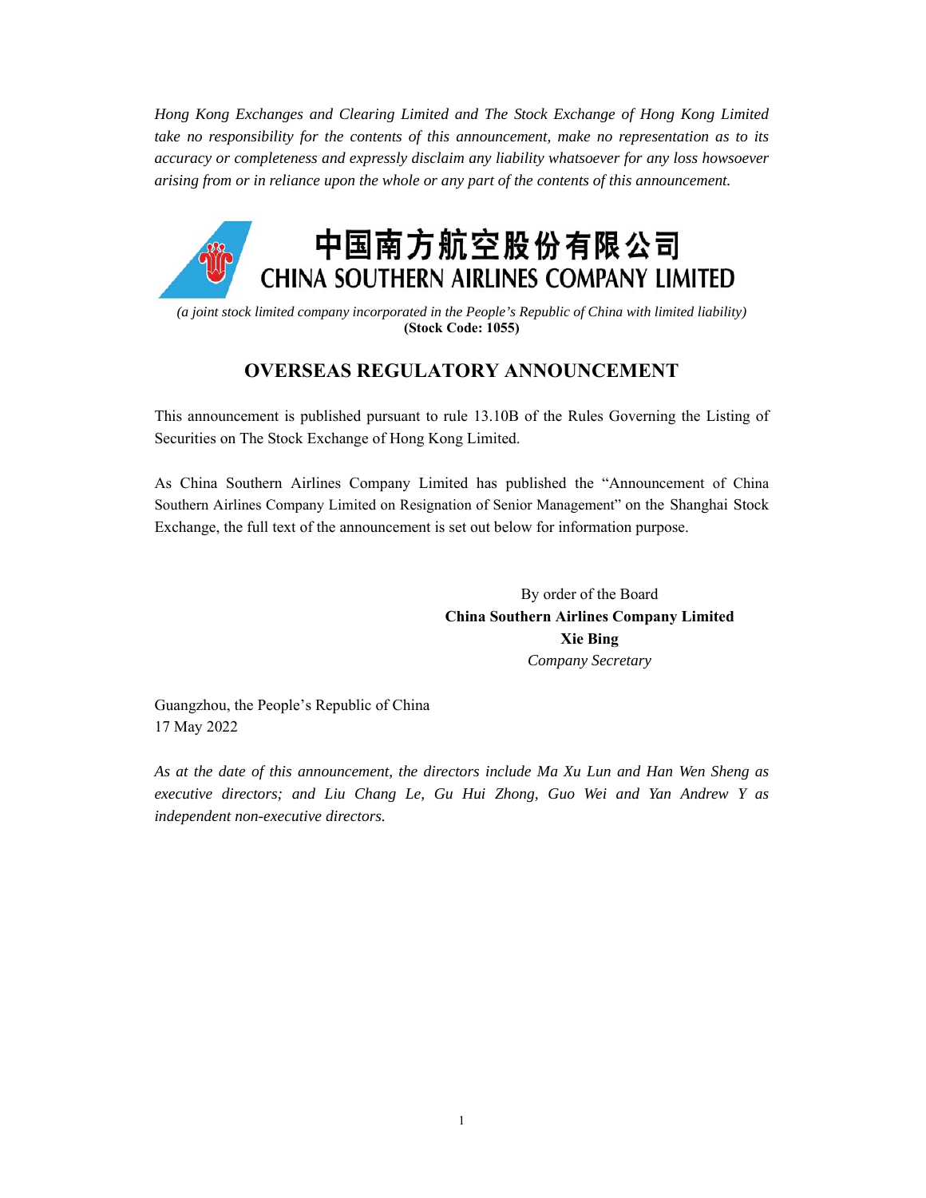*Hong Kong Exchanges and Clearing Limited and The Stock Exchange of Hong Kong Limited take no responsibility for the contents of this announcement, make no representation as to its accuracy or completeness and expressly disclaim any liability whatsoever for any loss howsoever arising from or in reliance upon the whole or any part of the contents of this announcement.*

# 中国南方航空股份有限公司
# CHINA SOUTHERN AIRLINES COMPANY LIMITED

*(a joint stock limited company incorporated in the People's Republic of China with limited liability)*
**(Stock Code: 1055)**

## OVERSEAS REGULATORY ANNOUNCEMENT

This announcement is published pursuant to rule 13.10B of the Rules Governing the Listing of Securities on The Stock Exchange of Hong Kong Limited.

As China Southern Airlines Company Limited has published the "Announcement of China Southern Airlines Company Limited on Resignation of Senior Management" on the Shanghai Stock Exchange, the full text of the announcement is set out below for information purpose.

By order of the Board
**China Southern Airlines Company Limited**
**Xie Bing**
*Company Secretary*

Guangzhou, the People's Republic of China
17 May 2022

*As at the date of this announcement, the directors include Ma Xu Lun and Han Wen Sheng as executive directors; and Liu Chang Le, Gu Hui Zhong, Guo Wei and Yan Andrew Y as independent non-executive directors.*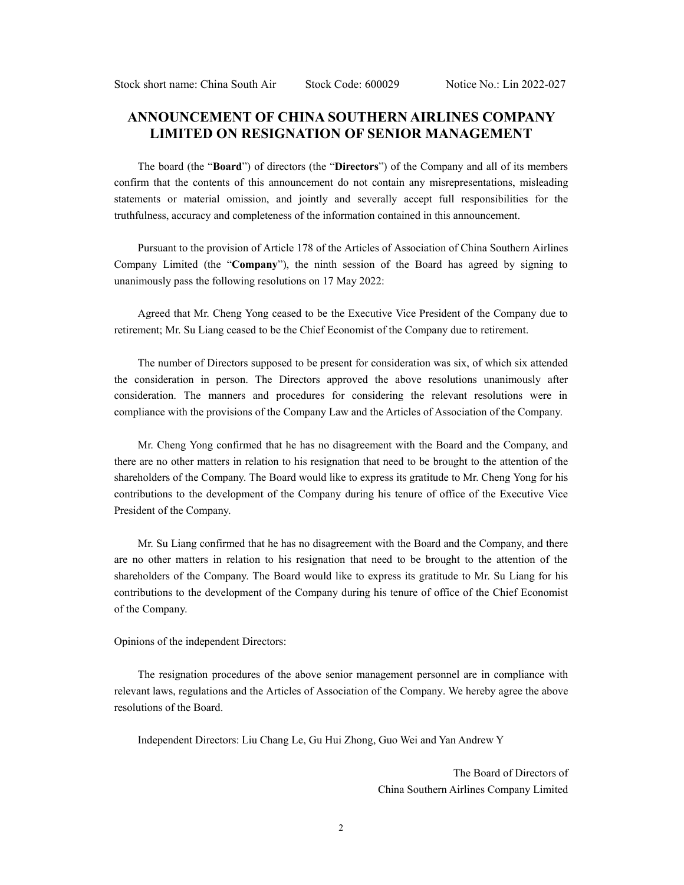Stock short name: China South Air Stock Code: 600029 Notice No.: Lin 2022-027

# ANNOUNCEMENT OF CHINA SOUTHERN AIRLINES COMPANY LIMITED ON RESIGNATION OF SENIOR MANAGEMENT

The board (the "**Board**") of directors (the "**Directors**") of the Company and all of its members confirm that the contents of this announcement do not contain any misrepresentations, misleading statements or material omission, and jointly and severally accept full responsibilities for the truthfulness, accuracy and completeness of the information contained in this announcement.

Pursuant to the provision of Article 178 of the Articles of Association of China Southern Airlines Company Limited (the "**Company**"), the ninth session of the Board has agreed by signing to unanimously pass the following resolutions on 17 May 2022:

Agreed that Mr. Cheng Yong ceased to be the Executive Vice President of the Company due to retirement; Mr. Su Liang ceased to be the Chief Economist of the Company due to retirement.

The number of Directors supposed to be present for consideration was six, of which six attended the consideration in person. The Directors approved the above resolutions unanimously after consideration. The manners and procedures for considering the relevant resolutions were in compliance with the provisions of the Company Law and the Articles of Association of the Company.

Mr. Cheng Yong confirmed that he has no disagreement with the Board and the Company, and there are no other matters in relation to his resignation that need to be brought to the attention of the shareholders of the Company. The Board would like to express its gratitude to Mr. Cheng Yong for his contributions to the development of the Company during his tenure of office of the Executive Vice President of the Company.

Mr. Su Liang confirmed that he has no disagreement with the Board and the Company, and there are no other matters in relation to his resignation that need to be brought to the attention of the shareholders of the Company. The Board would like to express its gratitude to Mr. Su Liang for his contributions to the development of the Company during his tenure of office of the Chief Economist of the Company.

Opinions of the independent Directors:

The resignation procedures of the above senior management personnel are in compliance with relevant laws, regulations and the Articles of Association of the Company. We hereby agree the above resolutions of the Board.

Independent Directors: Liu Chang Le, Gu Hui Zhong, Guo Wei and Yan Andrew Y

The Board of Directors of
China Southern Airlines Company Limited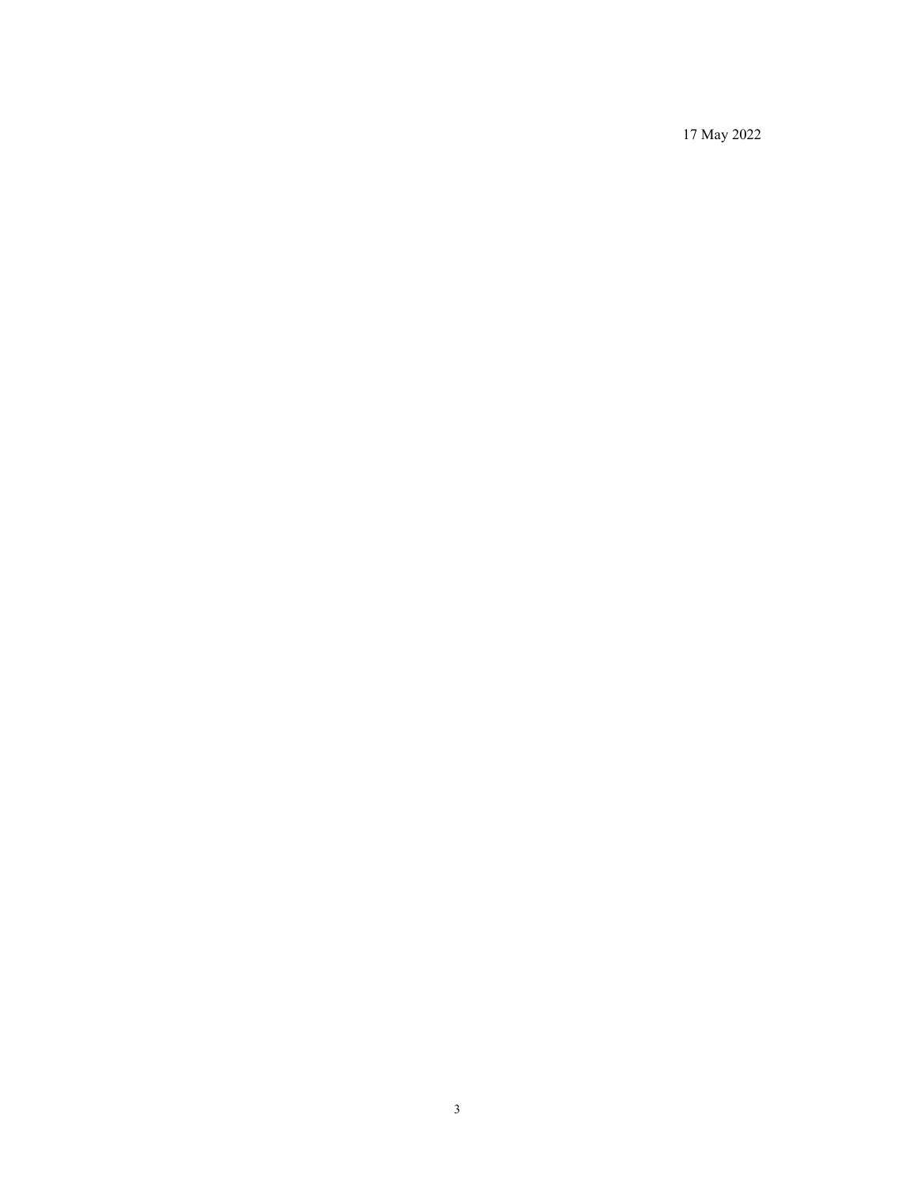17 May 2022